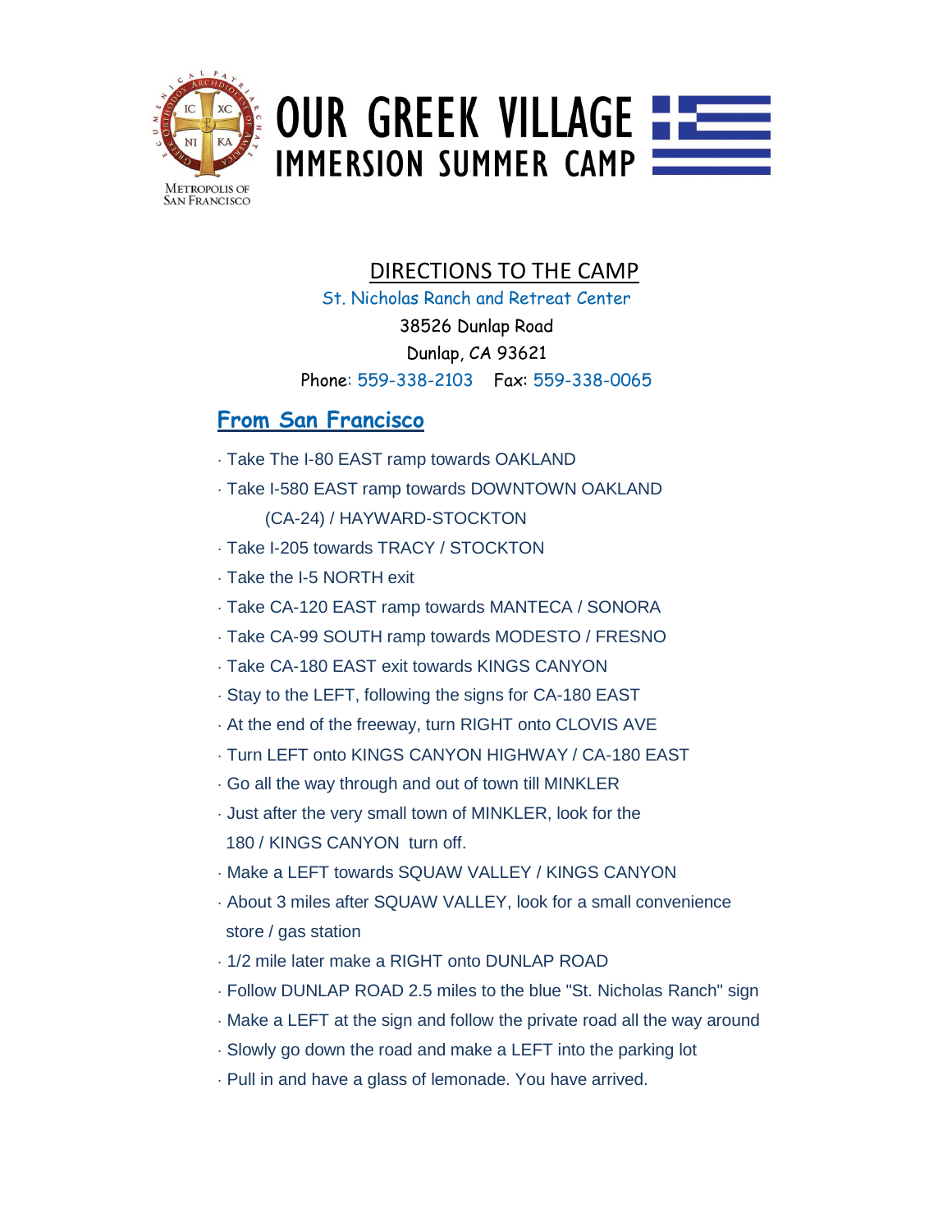METROPOLIS OF SAN FRANCISCO

# OUR GREEK VILLAGE
## IMMERSION SUMMER CAMP

## DIRECTIONS TO THE CAMP

St. Nicholas Ranch and Retreat Center
38526 Dunlap Road
Dunlap, CA 93621
Phone: 559-338-2103 Fax: 559-338-0065

### From San Francisco

- Take The I-80 EAST ramp towards OAKLAND
- Take I-580 EAST ramp towards DOWNTOWN OAKLAND (CA-24) / HAYWARD-STOCKTON
- Take I-205 towards TRACY / STOCKTON
- Take the I-5 NORTH exit
- Take CA-120 EAST ramp towards MANTECA / SONORA
- Take CA-99 SOUTH ramp towards MODESTO / FRESNO
- Take CA-180 EAST exit towards KINGS CANYON
- Stay to the LEFT, following the signs for CA-180 EAST
- At the end of the freeway, turn RIGHT onto CLOVIS AVE
- Turn LEFT onto KINGS CANYON HIGHWAY / CA-180 EAST
- Go all the way through and out of town till MINKLER
- Just after the very small town of MINKLER, look for the 180 / KINGS CANYON turn off.
- Make a LEFT towards SQUAW VALLEY / KINGS CANYON
- About 3 miles after SQUAW VALLEY, look for a small convenience store / gas station
- 1/2 mile later make a RIGHT onto DUNLAP ROAD
- Follow DUNLAP ROAD 2.5 miles to the blue "St. Nicholas Ranch" sign
- Make a LEFT at the sign and follow the private road all the way around
- Slowly go down the road and make a LEFT into the parking lot
- Pull in and have a glass of lemonade. You have arrived.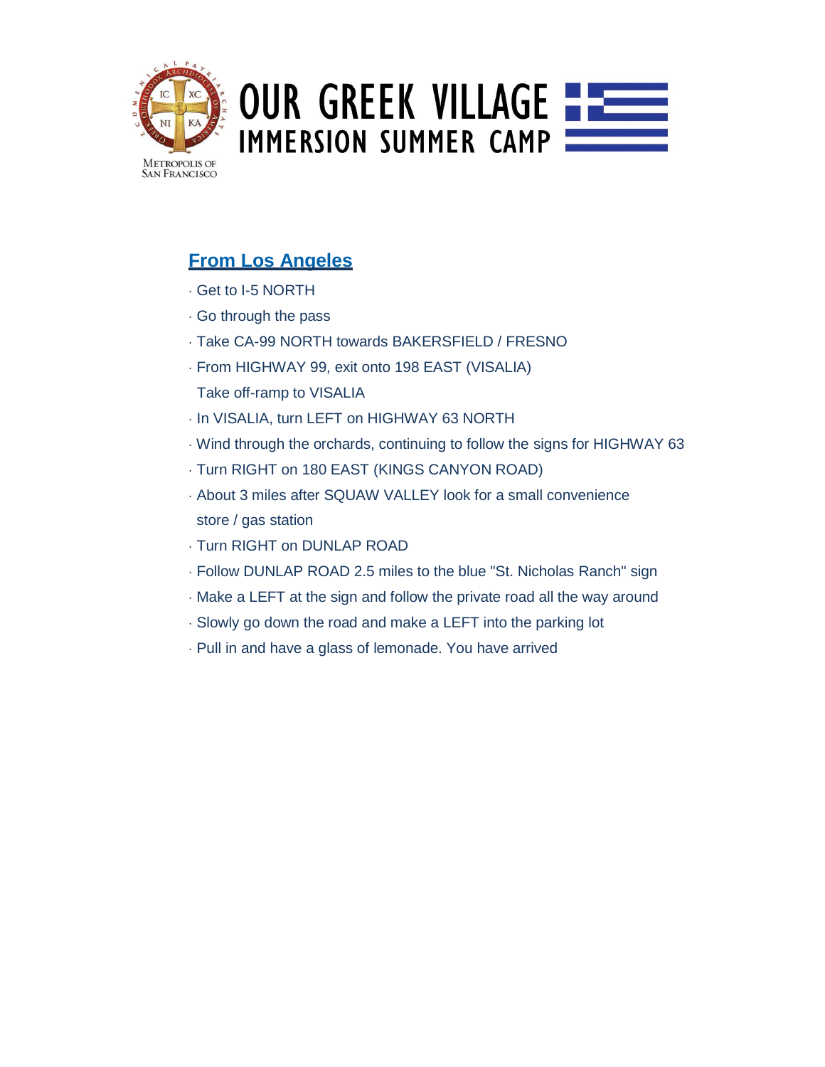METROPOLIS OF SAN FRANCISCO

# OUR GREEK VILLAGE IMMERSION SUMMER CAMP

## From Los Angeles

- Get to I-5 NORTH
- Go through the pass
- Take CA-99 NORTH towards BAKERSFIELD / FRESNO
- From HIGHWAY 99, exit onto 198 EAST (VISALIA)
  Take off-ramp to VISALIA
- In VISALIA, turn LEFT on HIGHWAY 63 NORTH
- Wind through the orchards, continuing to follow the signs for HIGHWAY 63
- Turn RIGHT on 180 EAST (KINGS CANYON ROAD)
- About 3 miles after SQUAW VALLEY look for a small convenience store / gas station
- Turn RIGHT on DUNLAP ROAD
- Follow DUNLAP ROAD 2.5 miles to the blue "St. Nicholas Ranch" sign
- Make a LEFT at the sign and follow the private road all the way around
- Slowly go down the road and make a LEFT into the parking lot
- Pull in and have a glass of lemonade. You have arrived